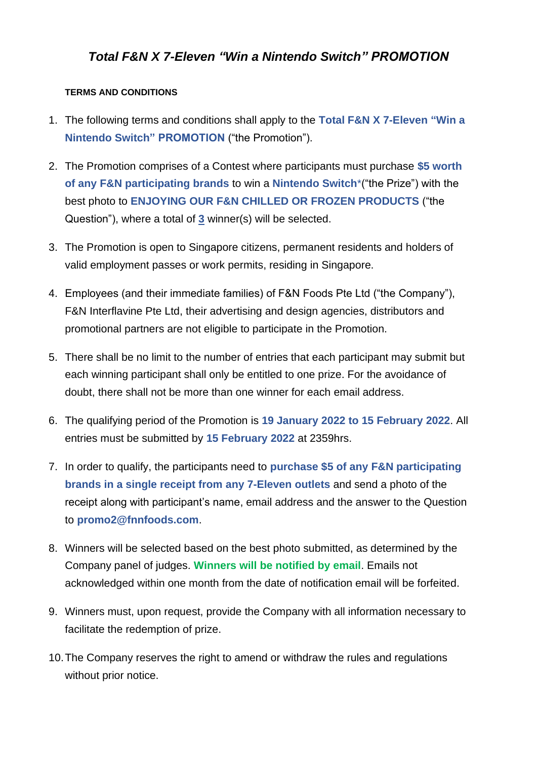# *Total F&N X 7-Eleven "Win a Nintendo Switch" PROMOTION*

**TERMS AND CONDITIONS**

1. The following terms and conditions shall apply to the **Total F&N X 7-Eleven "Win a Nintendo Switch" PROMOTION** ("the Promotion").

2. The Promotion comprises of a Contest where participants must purchase **$5 worth of any F&N participating brands** to win a **Nintendo Switch***("the Prize") with the best photo to **ENJOYING OUR F&N CHILLED OR FROZEN PRODUCTS** ("the Question"), where a total of **3** winner(s) will be selected.

3. The Promotion is open to Singapore citizens, permanent residents and holders of valid employment passes or work permits, residing in Singapore.

4. Employees (and their immediate families) of F&N Foods Pte Ltd ("the Company"), F&N Interflavine Pte Ltd, their advertising and design agencies, distributors and promotional partners are not eligible to participate in the Promotion.

5. There shall be no limit to the number of entries that each participant may submit but each winning participant shall only be entitled to one prize. For the avoidance of doubt, there shall not be more than one winner for each email address.

6. The qualifying period of the Promotion is **19 January 2022 to 15 February 2022**. All entries must be submitted by **15 February 2022** at 2359hrs.

7. In order to qualify, the participants need to **purchase $5 of any F&N participating brands in a single receipt from any 7-Eleven outlets** and send a photo of the receipt along with participant's name, email address and the answer to the Question to **promo2@fnnfoods.com**.

8. Winners will be selected based on the best photo submitted, as determined by the Company panel of judges. **Winners will be notified by email**. Emails not acknowledged within one month from the date of notification email will be forfeited.

9. Winners must, upon request, provide the Company with all information necessary to facilitate the redemption of prize.

10. The Company reserves the right to amend or withdraw the rules and regulations without prior notice.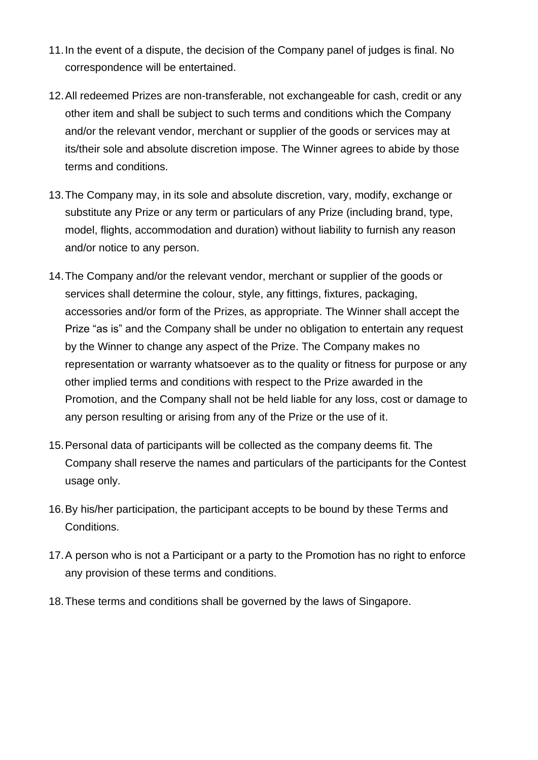11. In the event of a dispute, the decision of the Company panel of judges is final. No correspondence will be entertained.
12. All redeemed Prizes are non-transferable, not exchangeable for cash, credit or any other item and shall be subject to such terms and conditions which the Company and/or the relevant vendor, merchant or supplier of the goods or services may at its/their sole and absolute discretion impose. The Winner agrees to abide by those terms and conditions.
13. The Company may, in its sole and absolute discretion, vary, modify, exchange or substitute any Prize or any term or particulars of any Prize (including brand, type, model, flights, accommodation and duration) without liability to furnish any reason and/or notice to any person.
14. The Company and/or the relevant vendor, merchant or supplier of the goods or services shall determine the colour, style, any fittings, fixtures, packaging, accessories and/or form of the Prizes, as appropriate. The Winner shall accept the Prize "as is" and the Company shall be under no obligation to entertain any request by the Winner to change any aspect of the Prize. The Company makes no representation or warranty whatsoever as to the quality or fitness for purpose or any other implied terms and conditions with respect to the Prize awarded in the Promotion, and the Company shall not be held liable for any loss, cost or damage to any person resulting or arising from any of the Prize or the use of it.
15. Personal data of participants will be collected as the company deems fit. The Company shall reserve the names and particulars of the participants for the Contest usage only.
16. By his/her participation, the participant accepts to be bound by these Terms and Conditions.
17. A person who is not a Participant or a party to the Promotion has no right to enforce any provision of these terms and conditions.
18. These terms and conditions shall be governed by the laws of Singapore.